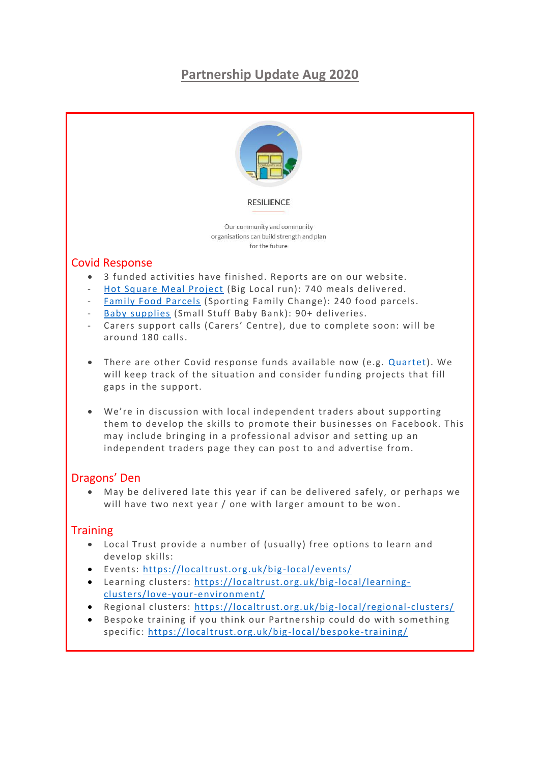# Partnership Update Aug 2020

RESILIENCE

Our community and community organisations can build strength and plan for the future

## Covid Response

- 3 funded activities have finished. Reports are on our website.
  - Hot Square Meal Project (Big Local run): 740 meals delivered.
  - Family Food Parcels (Sporting Family Change): 240 food parcels.
  - Baby supplies (Small Stuff Baby Bank): 90+ deliveries.
  - Carers support calls (Carers' Centre), due to complete soon: will be around 180 calls.

- There are other Covid response funds available now (e.g. Quartet). We will keep track of the situation and consider funding projects that fill gaps in the support.

- We're in discussion with local independent traders about supporting them to develop the skills to promote their businesses on Facebook. This may include bringing in a professional advisor and setting up an independent traders page they can post to and advertise from.

## Dragons' Den

- May be delivered late this year if can be delivered safely, or perhaps we will have two next year / one with larger amount to be won.

## Training

- Local Trust provide a number of (usually) free options to learn and develop skills:
- Events: https://localtrust.org.uk/big-local/events/
- Learning clusters: https://localtrust.org.uk/big-local/learning-clusters/love-your-environment/
- Regional clusters: https://localtrust.org.uk/big-local/regional-clusters/
- Bespoke training if you think our Partnership could do with something specific: https://localtrust.org.uk/big-local/bespoke-training/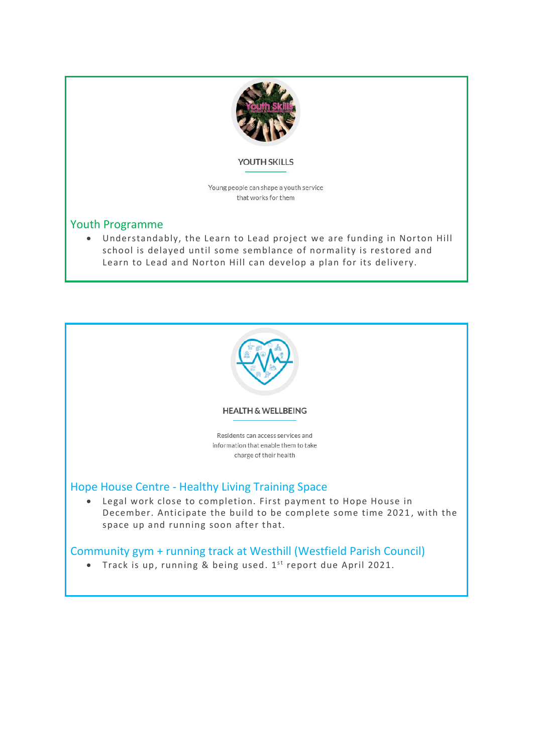### YOUTH SKILLS

Young people can shape a youth service that works for them

## Youth Programme

- Understandably, the Learn to Lead project we are funding in Norton Hill school is delayed until some semblance of normality is restored and Learn to Lead and Norton Hill can develop a plan for its delivery.

### HEALTH & WELLBEING

Residents can access services and information that enable them to take charge of their health

## Hope House Centre - Healthy Living Training Space

- Legal work close to completion. First payment to Hope House in December. Anticipate the build to be complete some time 2021, with the space up and running soon after that.

## Community gym + running track at Westhill (Westfield Parish Council)

- Track is up, running & being used. 1st report due April 2021.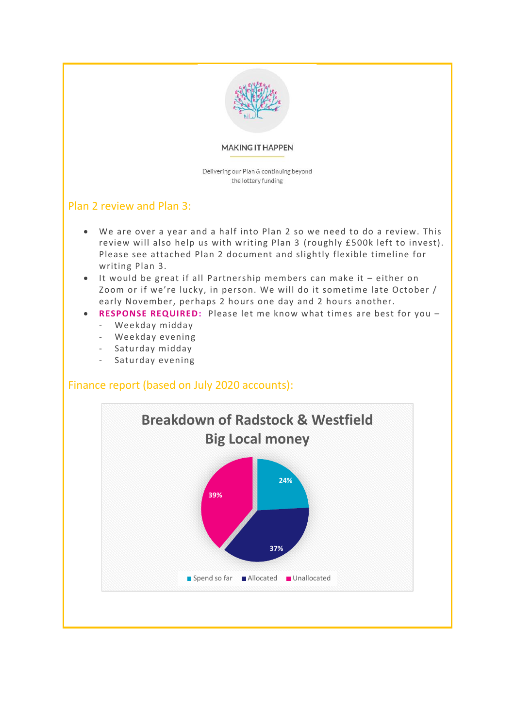MAKING IT HAPPEN

Delivering our Plan & continuing beyond the lottery funding

## Plan 2 review and Plan 3:

- We are over a year and a half into Plan 2 so we need to do a review. This review will also help us with writing Plan 3 (roughly £500k left to invest). Please see attached Plan 2 document and slightly flexible timeline for writing Plan 3.
- It would be great if all Partnership members can make it – either on Zoom or if we're lucky, in person. We will do it sometime late October / early November, perhaps 2 hours one day and 2 hours another.
- **RESPONSE REQUIRED:** Please let me know what times are best for you –
  - Weekday midday
  - Weekday evening
  - Saturday midday
  - Saturday evening

## Finance report (based on July 2020 accounts):

Breakdown of Radstock & Westfield Big Local money

24%

37%

39%

Spend so far
Allocated
Unallocated